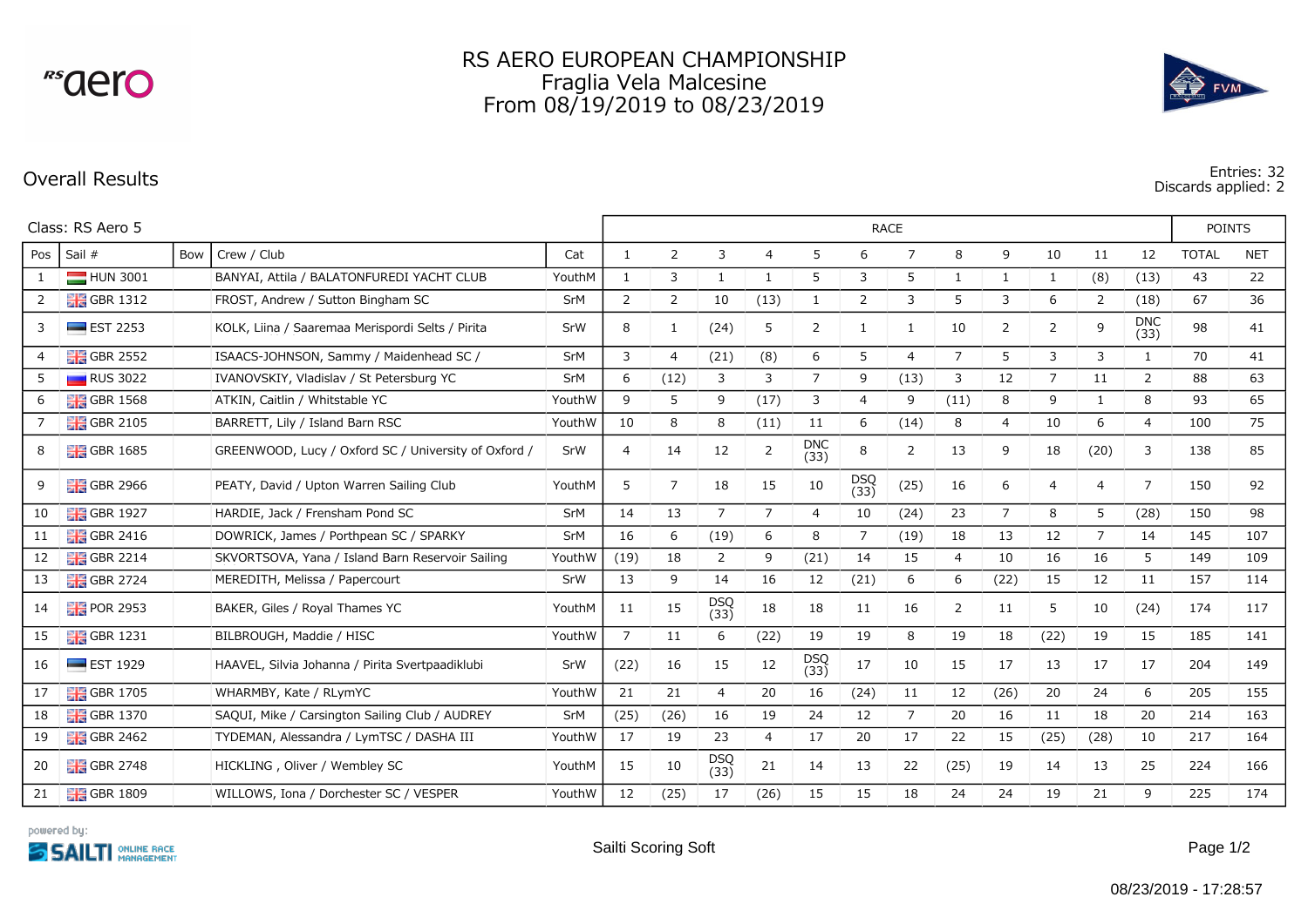# RS AERO EUROPEAN CHAMPIONSHIP
## Fraglia Vela Malcesine
## From 08/19/2019 to 08/23/2019

## Overall Results

Entries: 32
Discards applied: 2

Class: RS Aero 5

| Pos | Sail # | Bow | Crew / Club | Cat | 1 | 2 | 3 | 4 | 5 | 6 | 7 | 8 | 9 | 10 | 11 | 12 | TOTAL | NET |
|---|---|---|---|---|---|---|---|---|---|---|---|---|---|---|---|---|---|---|
| 1 | HUN 3001 | | BANYAI, Attila / BALATONFUREDI YACHT CLUB | YouthM | 1 | 3 | 1 | 1 | 5 | 3 | 5 | 1 | 1 | 1 | (8) | (13) | 43 | 22 |
| 2 | GBR 1312 | | FROST, Andrew / Sutton Bingham SC | SrM | 2 | 2 | 10 | (13) | 1 | 2 | 3 | 5 | 3 | 6 | 2 | (18) | 67 | 36 |
| 3 | EST 2253 | | KOLK, Liina / Saaremaa Merispordi Selts / Pirita | SrW | 8 | 1 | (24) | 5 | 2 | 1 | 1 | 10 | 2 | 2 | 9 | DNC (33) | 98 | 41 |
| 4 | GBR 2552 | | ISAACS-JOHNSON, Sammy / Maidenhead SC / | SrM | 3 | 4 | (21) | (8) | 6 | 5 | 4 | 7 | 5 | 3 | 3 | 1 | 70 | 41 |
| 5 | RUS 3022 | | IVANOVSKIY, Vladislav / St Petersburg YC | SrM | 6 | (12) | 3 | 3 | 7 | 9 | (13) | 3 | 12 | 7 | 11 | 2 | 88 | 63 |
| 6 | GBR 1568 | | ATKIN, Caitlin / Whitstable YC | YouthW | 9 | 5 | 9 | (17) | 3 | 4 | 9 | (11) | 8 | 9 | 1 | 8 | 93 | 65 |
| 7 | GBR 2105 | | BARRETT, Lily / Island Barn RSC | YouthW | 10 | 8 | 8 | (11) | 11 | 6 | (14) | 8 | 4 | 10 | 6 | 4 | 100 | 75 |
| 8 | GBR 1685 | | GREENWOOD, Lucy / Oxford SC / University of Oxford / | SrW | 4 | 14 | 12 | 2 | DNC (33) | 8 | 2 | 13 | 9 | 18 | (20) | 3 | 138 | 85 |
| 9 | GBR 2966 | | PEATY, David / Upton Warren Sailing Club | YouthM | 5 | 7 | 18 | 15 | 10 | DSQ (33) | (25) | 16 | 6 | 4 | 4 | 7 | 150 | 92 |
| 10 | GBR 1927 | | HARDIE, Jack / Frensham Pond SC | SrM | 14 | 13 | 7 | 7 | 4 | 10 | (24) | 23 | 7 | 8 | 5 | (28) | 150 | 98 |
| 11 | GBR 2416 | | DOWRICK, James / Porthpean SC / SPARKY | SrM | 16 | 6 | (19) | 6 | 8 | 7 | (19) | 18 | 13 | 12 | 7 | 14 | 145 | 107 |
| 12 | GBR 2214 | | SKVORTSOVA, Yana / Island Barn Reservoir Sailing | YouthW | (19) | 18 | 2 | 9 | (21) | 14 | 15 | 4 | 10 | 16 | 16 | 5 | 149 | 109 |
| 13 | GBR 2724 | | MEREDITH, Melissa / Papercourt | SrW | 13 | 9 | 14 | 16 | 12 | (21) | 6 | 6 | (22) | 15 | 12 | 11 | 157 | 114 |
| 14 | POR 2953 | | BAKER, Giles / Royal Thames YC | YouthM | 11 | 15 | DSQ (33) | 18 | 18 | 11 | 16 | 2 | 11 | 5 | 10 | (24) | 174 | 117 |
| 15 | GBR 1231 | | BILBROUGH, Maddie / HISC | YouthW | 7 | 11 | 6 | (22) | 19 | 19 | 8 | 19 | 18 | (22) | 19 | 15 | 185 | 141 |
| 16 | EST 1929 | | HAAVEL, Silvia Johanna / Pirita Svertpaadiklubi | SrW | (22) | 16 | 15 | 12 | DSQ (33) | 17 | 10 | 15 | 17 | 13 | 17 | 17 | 204 | 149 |
| 17 | GBR 1705 | | WHARMBY, Kate / RLymYC | YouthW | 21 | 21 | 4 | 20 | 16 | (24) | 11 | 12 | (26) | 20 | 24 | 6 | 205 | 155 |
| 18 | GBR 1370 | | SAQUI, Mike / Carsington Sailing Club / AUDREY | SrM | (25) | (26) | 16 | 19 | 24 | 12 | 7 | 20 | 16 | 11 | 18 | 20 | 214 | 163 |
| 19 | GBR 2462 | | TYDEMAN, Alessandra / LymTSC / DASHA III | YouthW | 17 | 19 | 23 | 4 | 17 | 20 | 17 | 22 | 15 | (25) | (28) | 10 | 217 | 164 |
| 20 | GBR 2748 | | HICKLING , Oliver / Wembley SC | YouthM | 15 | 10 | DSQ (33) | 21 | 14 | 13 | 22 | (25) | 19 | 14 | 13 | 25 | 224 | 166 |
| 21 | GBR 1809 | | WILLOWS, Iona / Dorchester SC / VESPER | YouthW | 12 | (25) | 17 | (26) | 15 | 15 | 18 | 24 | 24 | 19 | 21 | 9 | 225 | 174 |

powered by: SAILTI ONLINE RACE MANAGEMENT

Sailti Scoring Soft

08/23/2019 - 17:28:57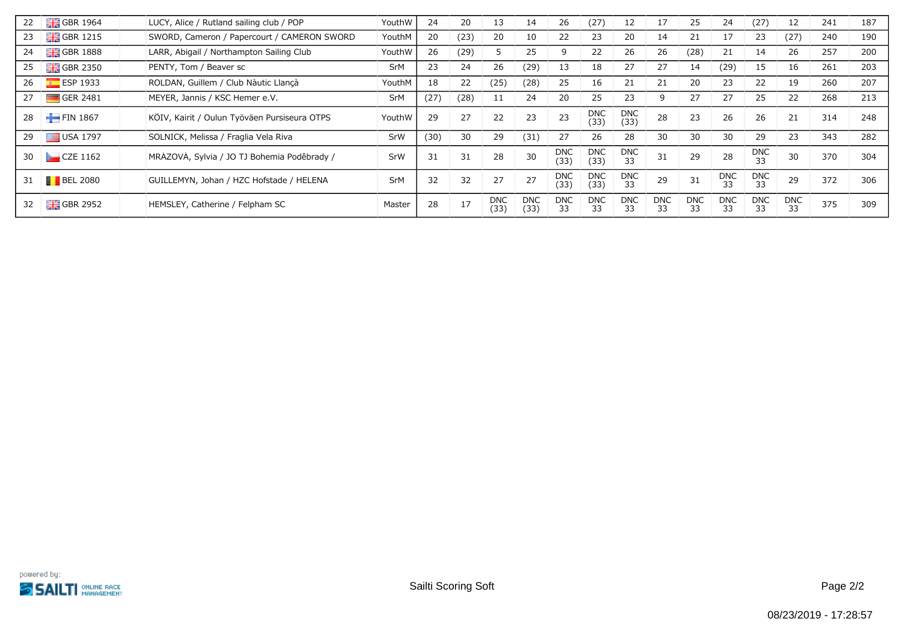| | | | | | | | | | | | | | | | | | | | |
|---|---|---|---|---|---|---|---|---|---|---|---|---|---|---|---|---|---|---|---|
| 22 | GBR 1964 | | LUCY, Alice / Rutland sailing club / POP | YouthW | 24 | 20 | 13 | 14 | 26 | (27) | 12 | 17 | 25 | 24 | (27) | 12 | 241 | 187 |
| 23 | GBR 1215 | | SWORD, Cameron / Papercourt / CAMERON SWORD | YouthM | 20 | (23) | 20 | 10 | 22 | 23 | 20 | 14 | 21 | 17 | 23 | (27) | 240 | 190 |
| 24 | GBR 1888 | | LARR, Abigail / Northampton Sailing Club | YouthW | 26 | (29) | 5 | 25 | 9 | 22 | 26 | 26 | (28) | 21 | 14 | 26 | 257 | 200 |
| 25 | GBR 2350 | | PENTY, Tom / Beaver sc | SrM | 23 | 24 | 26 | (29) | 13 | 18 | 27 | 27 | 14 | (29) | 15 | 16 | 261 | 203 |
| 26 | ESP 1933 | | ROLDAN, Guillem / Club Nàutic Llançà | YouthM | 18 | 22 | (25) | (28) | 25 | 16 | 21 | 21 | 20 | 23 | 22 | 19 | 260 | 207 |
| 27 | GER 2481 | | MEYER, Jannis / KSC Hemer e.V. | SrM | (27) | (28) | 11 | 24 | 20 | 25 | 23 | 9 | 27 | 27 | 25 | 22 | 268 | 213 |
| 28 | FIN 1867 | | KÖIV, Kairit / Oulun Työväen Pursiseura OTPS | YouthW | 29 | 27 | 22 | 23 | 23 | DNC (33) | DNC (33) | 28 | 23 | 26 | 26 | 21 | 314 | 248 |
| 29 | USA 1797 | | SOLNICK, Melissa / Fraglia Vela Riva | SrW | (30) | 30 | 29 | (31) | 27 | 26 | 28 | 30 | 30 | 30 | 29 | 23 | 343 | 282 |
| 30 | CZE 1162 | | MRÁZOVÁ, Sylvia / JO TJ Bohemia Poděbrady / | SrW | 31 | 31 | 28 | 30 | DNC (33) | DNC (33) | DNC 33 | 31 | 29 | 28 | DNC 33 | 30 | 370 | 304 |
| 31 | BEL 2080 | | GUILLEMYN, Johan / HZC Hofstade / HELENA | SrM | 32 | 32 | 27 | 27 | DNC (33) | DNC (33) | DNC 33 | 29 | 31 | DNC 33 | DNC 33 | 29 | 372 | 306 |
| 32 | GBR 2952 | | HEMSLEY, Catherine / Felpham SC | Master | 28 | 17 | DNC (33) | DNC (33) | DNC 33 | DNC 33 | DNC 33 | DNC 33 | DNC 33 | DNC 33 | DNC 33 | DNC 33 | 375 | 309 |

powered by: SAILTI ONLINE RACE MANAGEMENT

Sailti Scoring Soft

08/23/2019 - 17:28:57